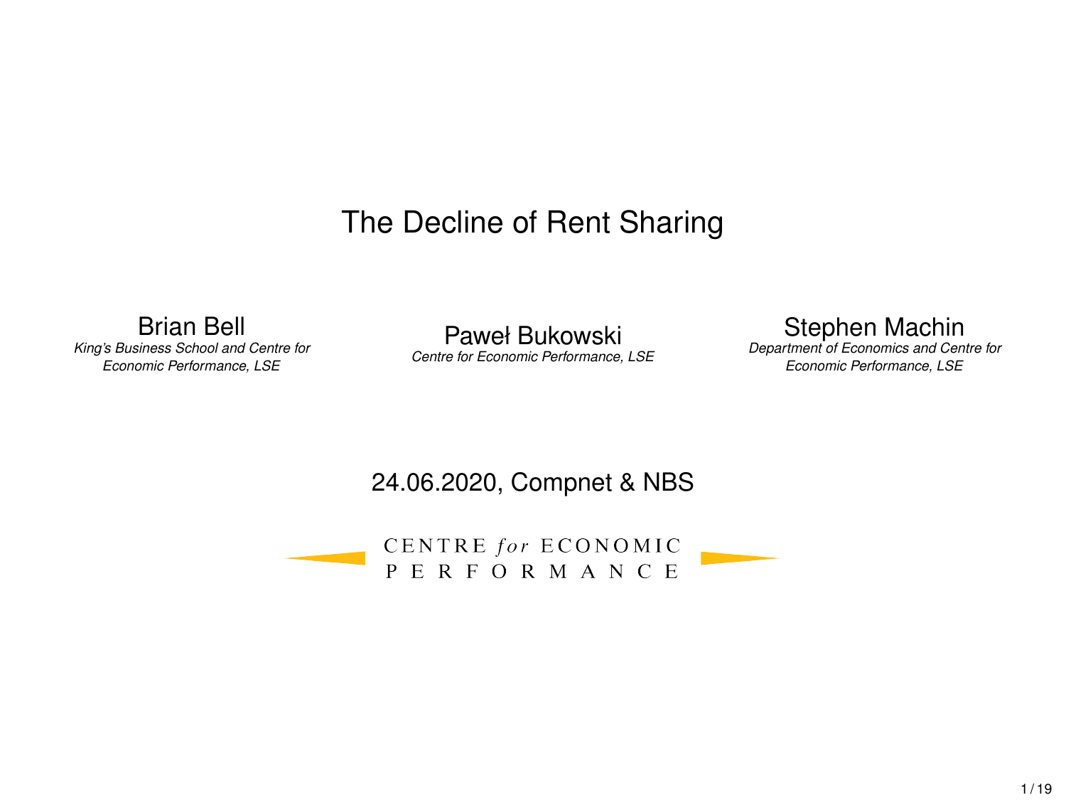# The Decline of Rent Sharing

Brian Bell
*King's Business School and Centre for Economic Performance, LSE*

Paweł Bukowski
*Centre for Economic Performance, LSE*

Stephen Machin
*Department of Economics and Centre for Economic Performance, LSE*

24.06.2020, Compnet & NBS

CENTRE *for* ECONOMIC PERFORMANCE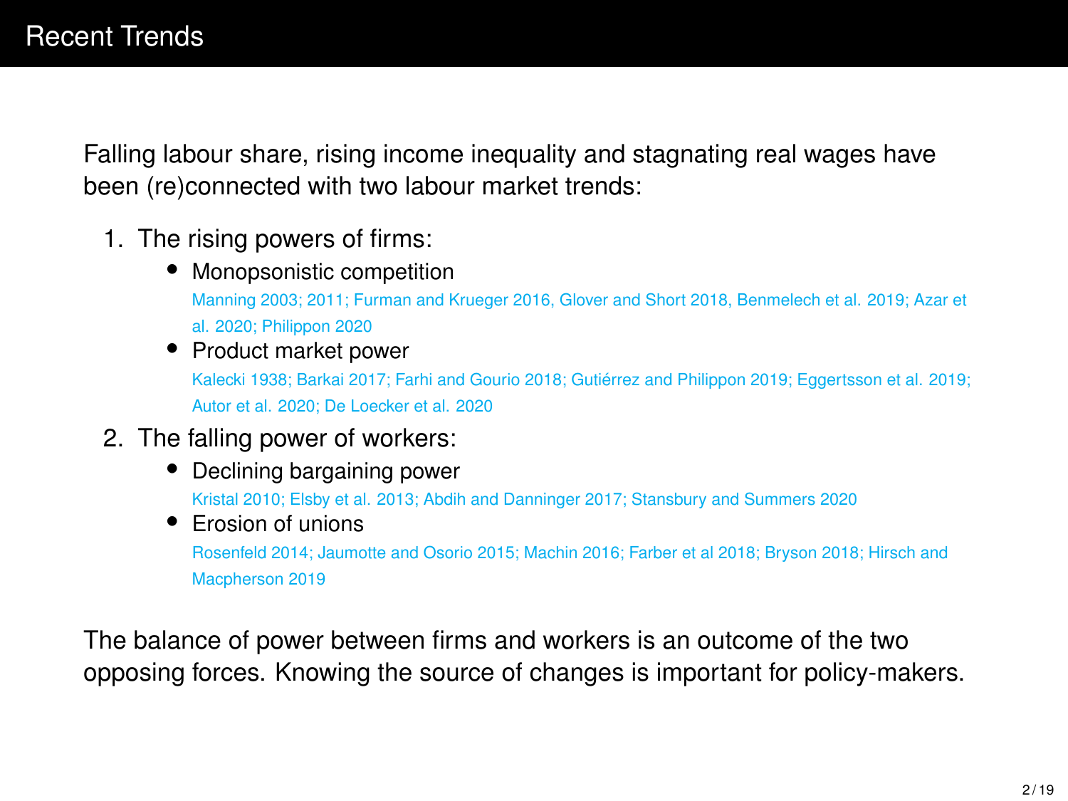# Recent Trends

Falling labour share, rising income inequality and stagnating real wages have been (re)connected with two labour market trends:

1. The rising powers of firms:
   - Monopsonistic competition
     Manning 2003; 2011; Furman and Krueger 2016, Glover and Short 2018, Benmelech et al. 2019; Azar et al. 2020; Philippon 2020
   - Product market power
     Kalecki 1938; Barkai 2017; Farhi and Gourio 2018; Gutiérrez and Philippon 2019; Eggertsson et al. 2019; Autor et al. 2020; De Loecker et al. 2020
2. The falling power of workers:
   - Declining bargaining power
     Kristal 2010; Elsby et al. 2013; Abdih and Danninger 2017; Stansbury and Summers 2020
   - Erosion of unions
     Rosenfeld 2014; Jaumotte and Osorio 2015; Machin 2016; Farber et al 2018; Bryson 2018; Hirsch and Macpherson 2019

The balance of power between firms and workers is an outcome of the two opposing forces. Knowing the source of changes is important for policy-makers.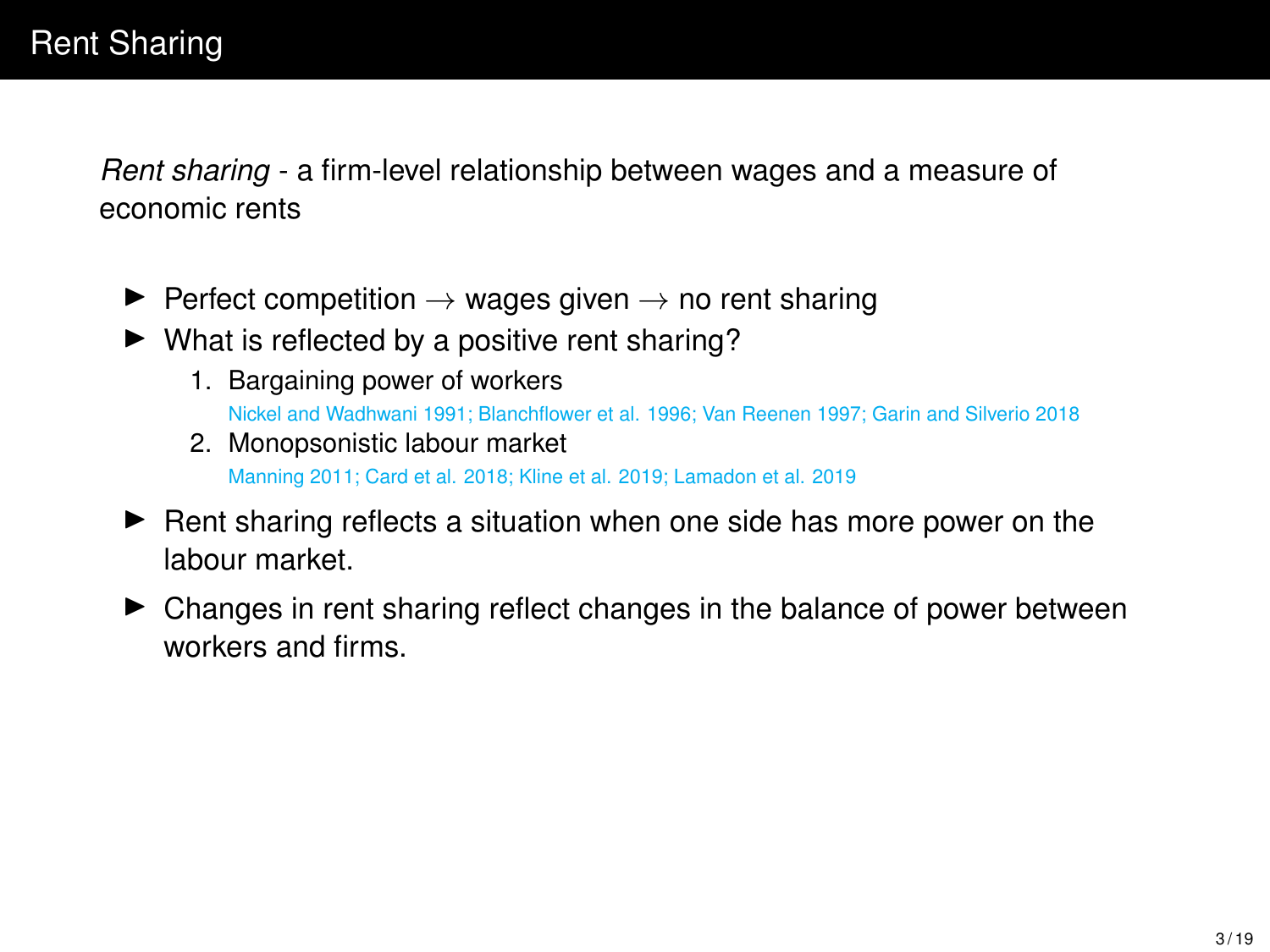# Rent Sharing

*Rent sharing* - a firm-level relationship between wages and a measure of economic rents

- Perfect competition $\rightarrow$ wages given $\rightarrow$ no rent sharing
- What is reflected by a positive rent sharing?
  1. Bargaining power of workers
     Nickel and Wadhwani 1991; Blanchflower et al. 1996; Van Reenen 1997; Garin and Silverio 2018
  2. Monopsonistic labour market
     Manning 2011; Card et al. 2018; Kline et al. 2019; Lamadon et al. 2019
- Rent sharing reflects a situation when one side has more power on the labour market.
- Changes in rent sharing reflect changes in the balance of power between workers and firms.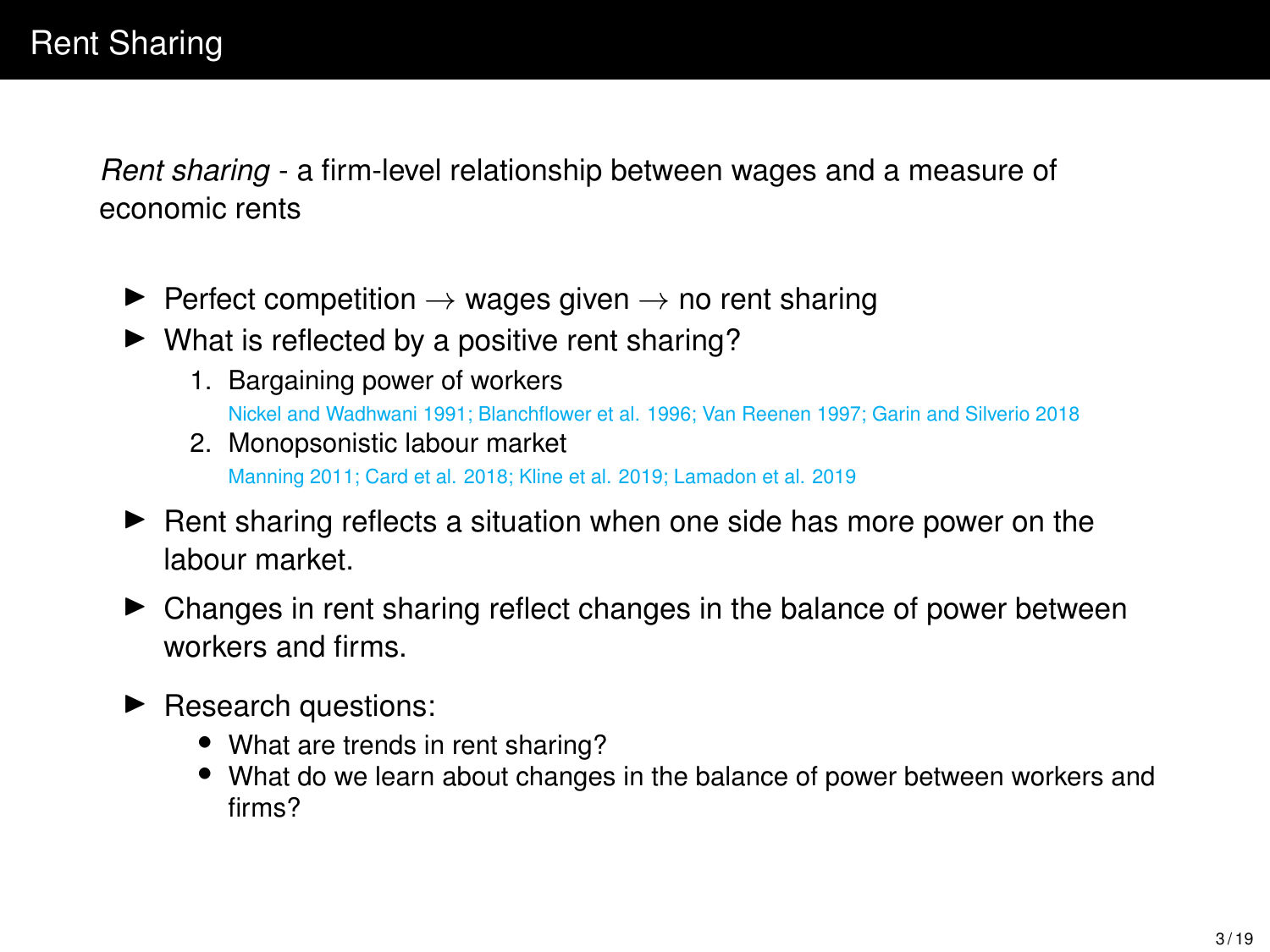# Rent Sharing

*Rent sharing* - a firm-level relationship between wages and a measure of economic rents

- Perfect competition $\rightarrow$ wages given $\rightarrow$ no rent sharing
- What is reflected by a positive rent sharing?
  1. Bargaining power of workers
     Nickel and Wadhwani 1991; Blanchflower et al. 1996; Van Reenen 1997; Garin and Silverio 2018
  2. Monopsonistic labour market
     Manning 2011; Card et al. 2018; Kline et al. 2019; Lamadon et al. 2019
- Rent sharing reflects a situation when one side has more power on the labour market.
- Changes in rent sharing reflect changes in the balance of power between workers and firms.
- Research questions:
  - What are trends in rent sharing?
  - What do we learn about changes in the balance of power between workers and firms?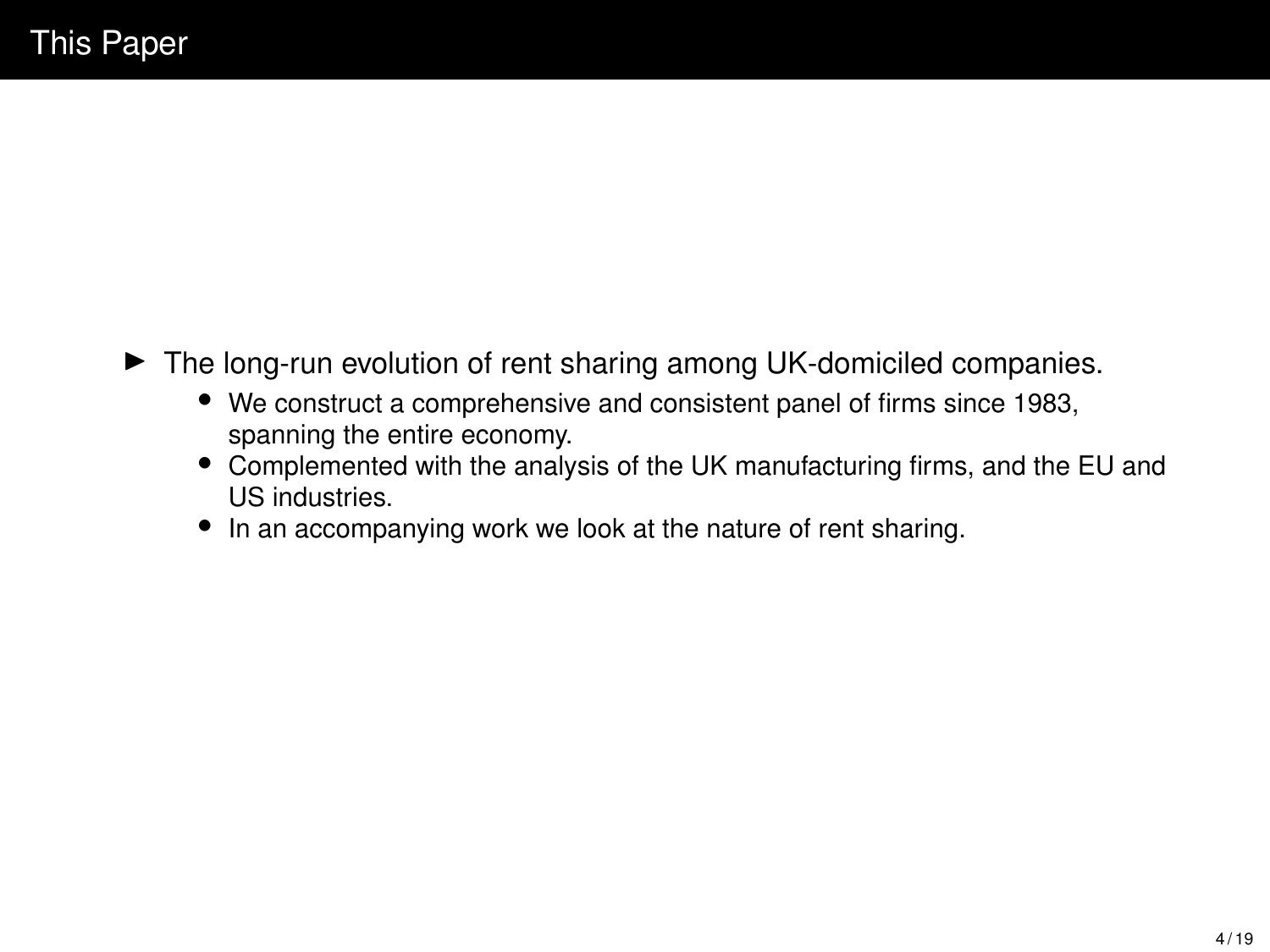# This Paper

- The long-run evolution of rent sharing among UK-domiciled companies.
  - We construct a comprehensive and consistent panel of firms since 1983, spanning the entire economy.
  - Complemented with the analysis of the UK manufacturing firms, and the EU and US industries.
  - In an accompanying work we look at the nature of rent sharing.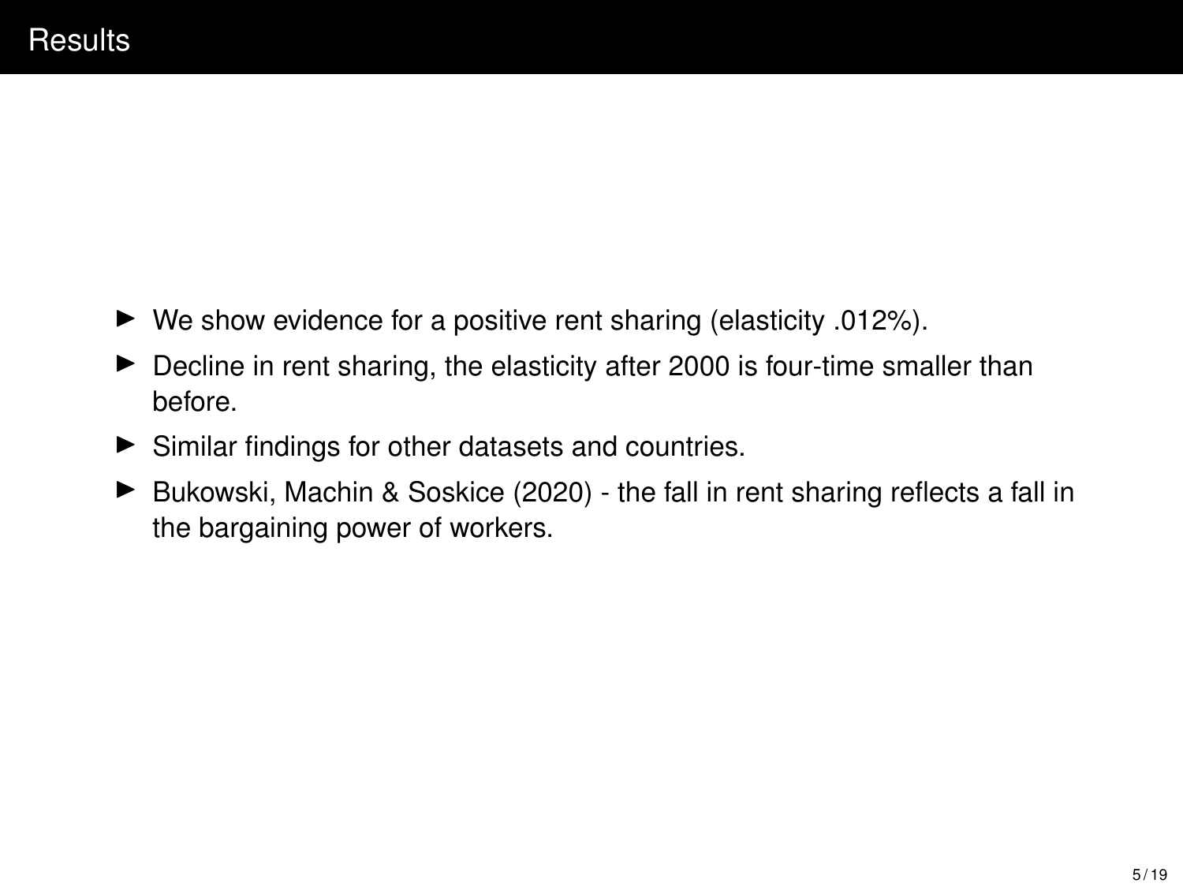# Results

- We show evidence for a positive rent sharing (elasticity .012%).
- Decline in rent sharing, the elasticity after 2000 is four-time smaller than before.
- Similar findings for other datasets and countries.
- Bukowski, Machin & Soskice (2020) - the fall in rent sharing reflects a fall in the bargaining power of workers.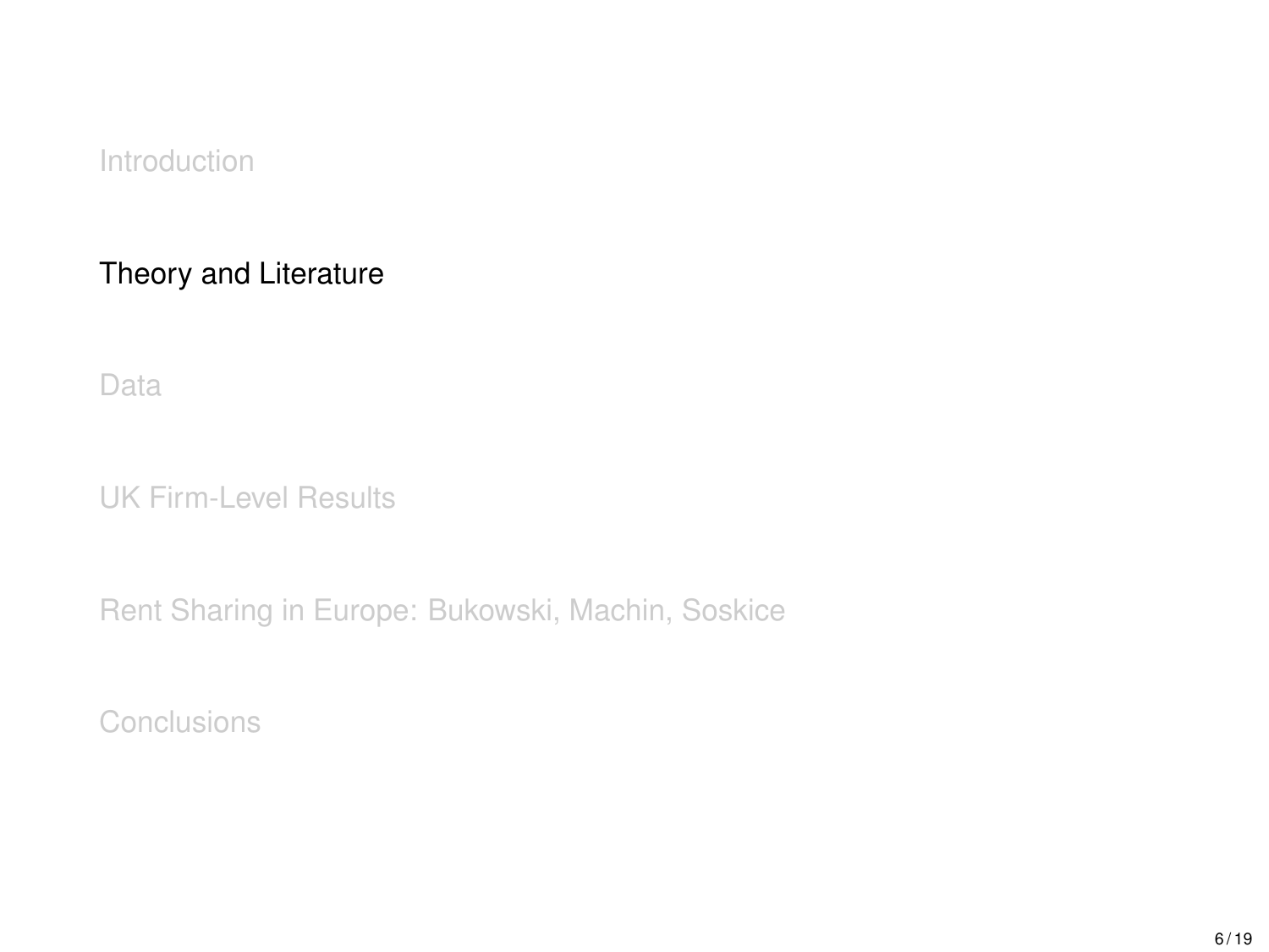Introduction

Theory and Literature

Data

UK Firm-Level Results

Rent Sharing in Europe: Bukowski, Machin, Soskice

Conclusions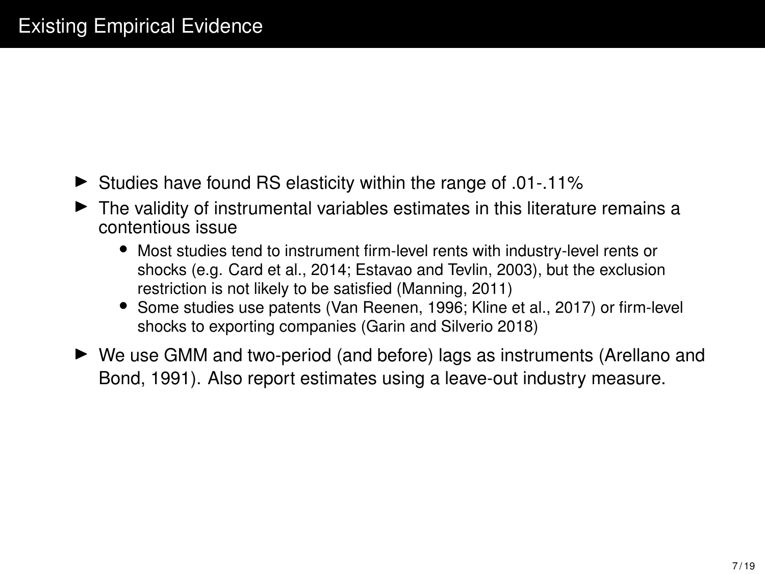# Existing Empirical Evidence

- Studies have found RS elasticity within the range of .01-.11%
- The validity of instrumental variables estimates in this literature remains a contentious issue
  - Most studies tend to instrument firm-level rents with industry-level rents or shocks (e.g. Card et al., 2014; Estavao and Tevlin, 2003), but the exclusion restriction is not likely to be satisfied (Manning, 2011)
  - Some studies use patents (Van Reenen, 1996; Kline et al., 2017) or firm-level shocks to exporting companies (Garin and Silverio 2018)
- We use GMM and two-period (and before) lags as instruments (Arellano and Bond, 1991). Also report estimates using a leave-out industry measure.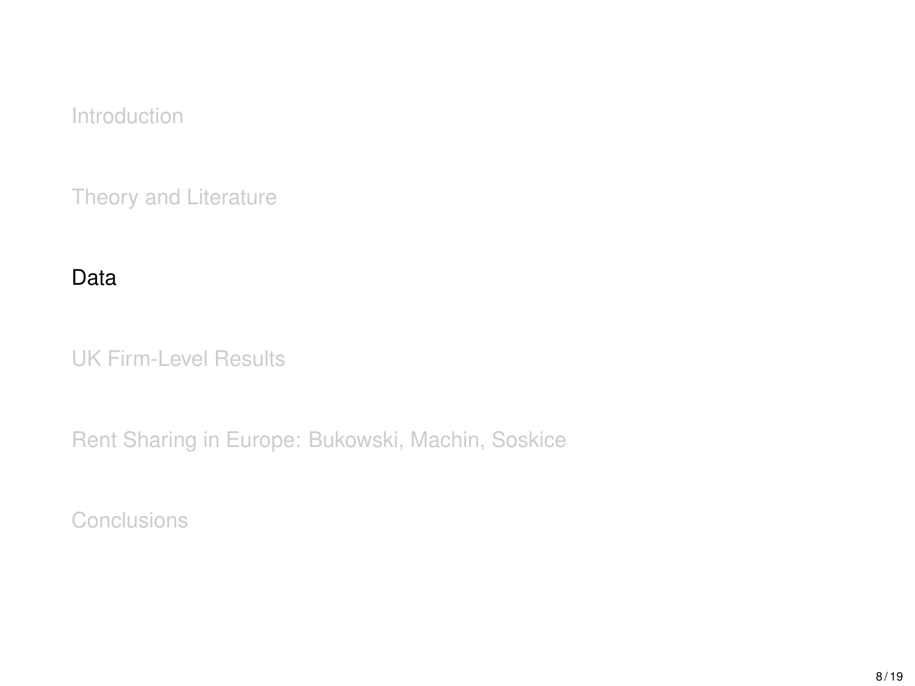Introduction

Theory and Literature

Data

UK Firm-Level Results

Rent Sharing in Europe: Bukowski, Machin, Soskice

Conclusions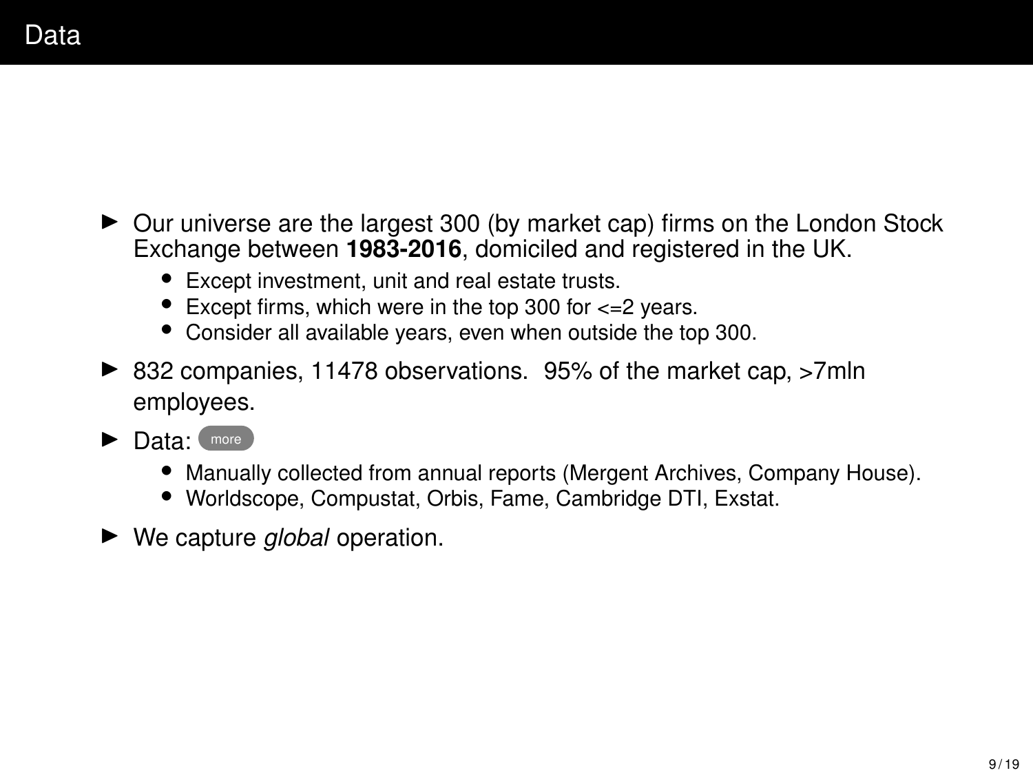# Data

- Our universe are the largest 300 (by market cap) firms on the London Stock Exchange between **1983-2016**, domiciled and registered in the UK.
  - Except investment, unit and real estate trusts.
  - Except firms, which were in the top 300 for <=2 years.
  - Consider all available years, even when outside the top 300.
- 832 companies, 11478 observations. 95% of the market cap, >7mln employees.
- Data: more
  - Manually collected from annual reports (Mergent Archives, Company House).
  - Worldscope, Compustat, Orbis, Fame, Cambridge DTI, Exstat.
- We capture *global* operation.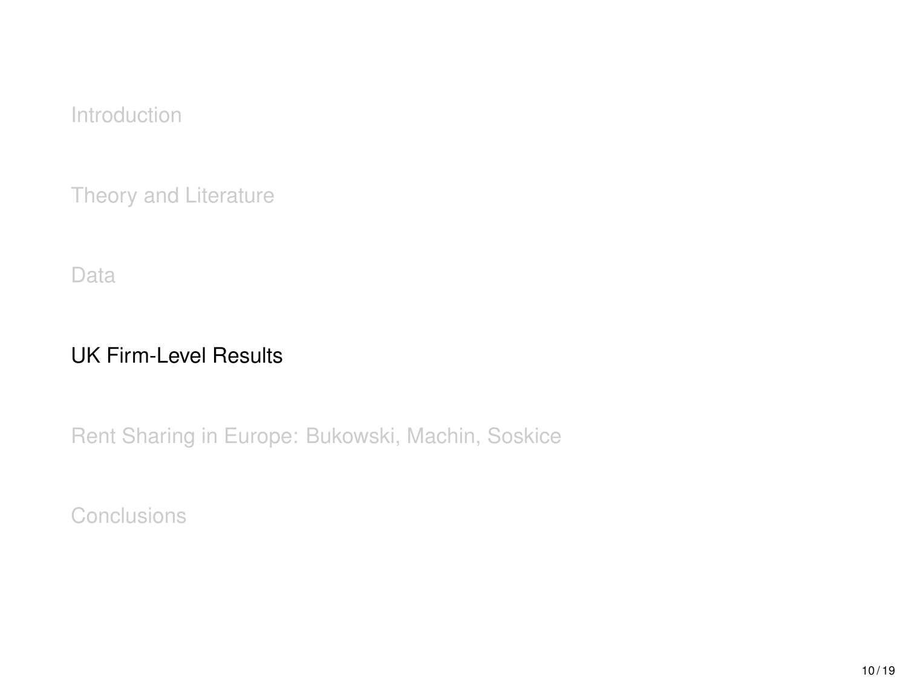Introduction

Theory and Literature

Data

**UK Firm-Level Results**

Rent Sharing in Europe: Bukowski, Machin, Soskice

Conclusions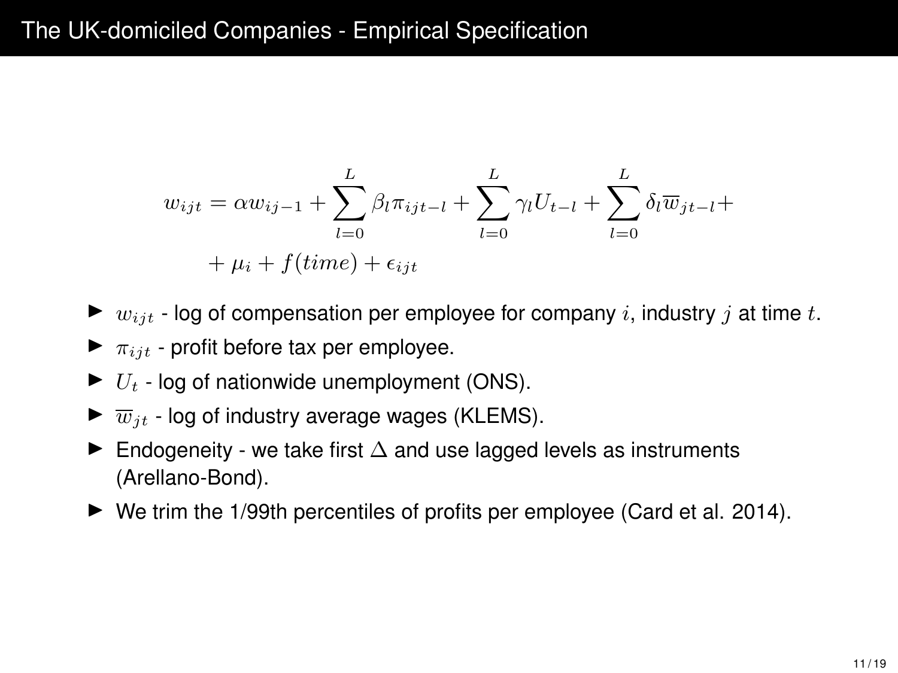# The UK-domiciled Companies - Empirical Specification

$$w_{ijt} = \alpha w_{ij-1} + \sum_{l=0}^{L} \beta_l \pi_{ijt-l} + \sum_{l=0}^{L} \gamma_l U_{t-l} + \sum_{l=0}^{L} \delta_l \overline{w}_{jt-l} + \\ + \mu_i + f(time) + \epsilon_{ijt}$$

- $w_{ijt}$ - log of compensation per employee for company $i$, industry $j$ at time $t$.
- $\pi_{ijt}$ - profit before tax per employee.
- $U_t$ - log of nationwide unemployment (ONS).
- $\overline{w}_{jt}$ - log of industry average wages (KLEMS).
- Endogeneity - we take first $\Delta$ and use lagged levels as instruments (Arellano-Bond).
- We trim the 1/99th percentiles of profits per employee (Card et al. 2014).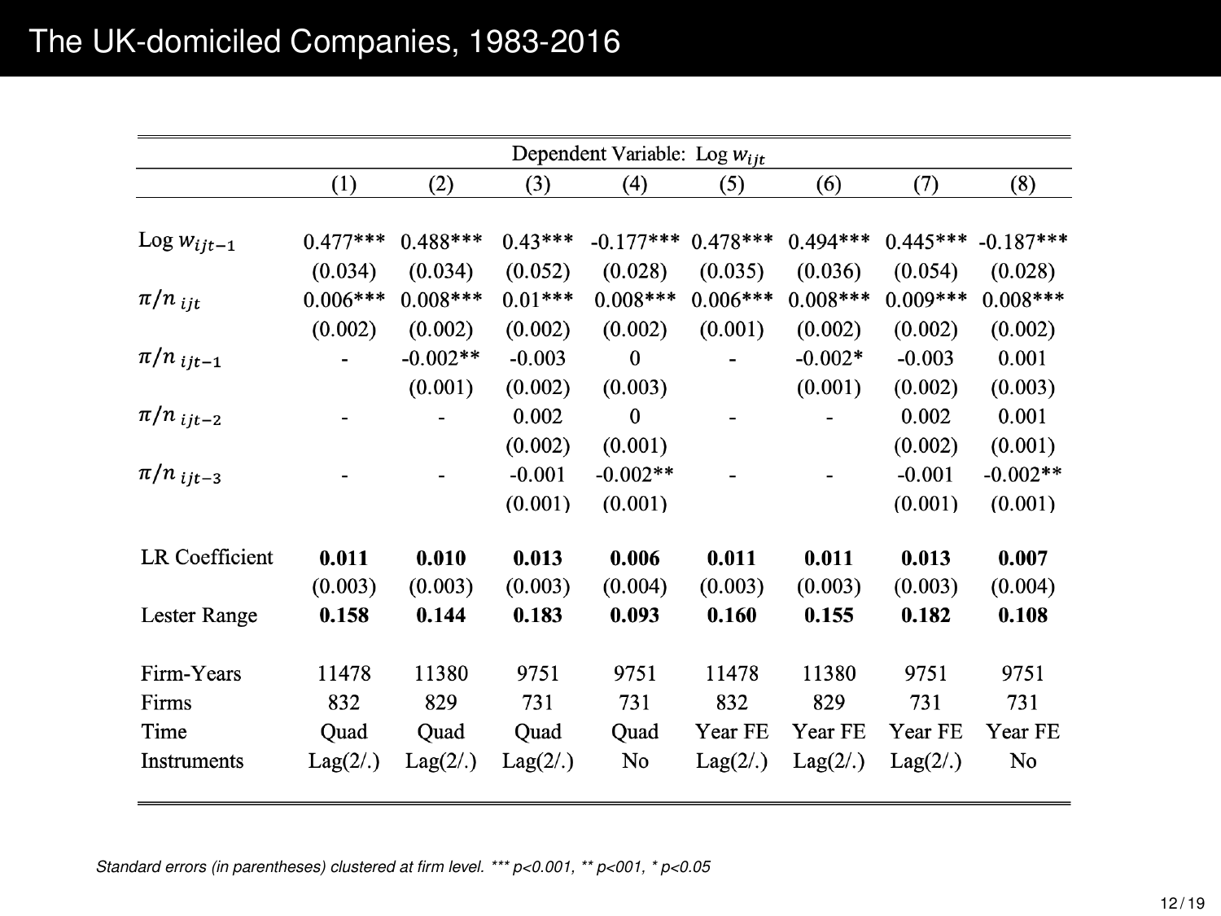# The UK-domiciled Companies, 1983-2016

| | Dependent Variable: Log $w_{ijt}$ | | | | | | | |
|---|---|---|---|---|---|---|---|---|
| | (1) | (2) | (3) | (4) | (5) | (6) | (7) | (8) |
| Log $w_{ijt-1}$ | 0.477*** | 0.488*** | 0.43*** | -0.177*** | 0.478*** | 0.494*** | 0.445*** | -0.187*** |
| | (0.034) | (0.034) | (0.052) | (0.028) | (0.035) | (0.036) | (0.054) | (0.028) |
| $\pi/n_{ijt}$ | 0.006*** | 0.008*** | 0.01*** | 0.008*** | 0.006*** | 0.008*** | 0.009*** | 0.008*** |
| | (0.002) | (0.002) | (0.002) | (0.002) | (0.001) | (0.002) | (0.002) | (0.002) |
| $\pi/n_{ijt-1}$ | - | -0.002** | -0.003 | 0 | - | -0.002* | -0.003 | 0.001 |
| | | (0.001) | (0.002) | (0.003) | | (0.001) | (0.002) | (0.003) |
| $\pi/n_{ijt-2}$ | - | - | 0.002 | 0 | - | - | 0.002 | 0.001 |
| | | | (0.002) | (0.001) | | | (0.002) | (0.001) |
| $\pi/n_{ijt-3}$ | - | - | -0.001 | -0.002** | - | - | -0.001 | -0.002** |
| | | | (0.001) | (0.001) | | | (0.001) | (0.001) |
| LR Coefficient | **0.011** | **0.010** | **0.013** | **0.006** | **0.011** | **0.011** | **0.013** | **0.007** |
| | (0.003) | (0.003) | (0.003) | (0.004) | (0.003) | (0.003) | (0.003) | (0.004) |
| Lester Range | **0.158** | **0.144** | **0.183** | **0.093** | **0.160** | **0.155** | **0.182** | **0.108** |
| Firm-Years | 11478 | 11380 | 9751 | 9751 | 11478 | 11380 | 9751 | 9751 |
| Firms | 832 | 829 | 731 | 731 | 832 | 829 | 731 | 731 |
| Time | Quad | Quad | Quad | Quad | Year FE | Year FE | Year FE | Year FE |
| Instruments | Lag(2/.) | Lag(2/.) | Lag(2/.) | No | Lag(2/.) | Lag(2/.) | Lag(2/.) | No |

*Standard errors (in parentheses) clustered at firm level. *** p<0.001, ** p<001, * p<0.05*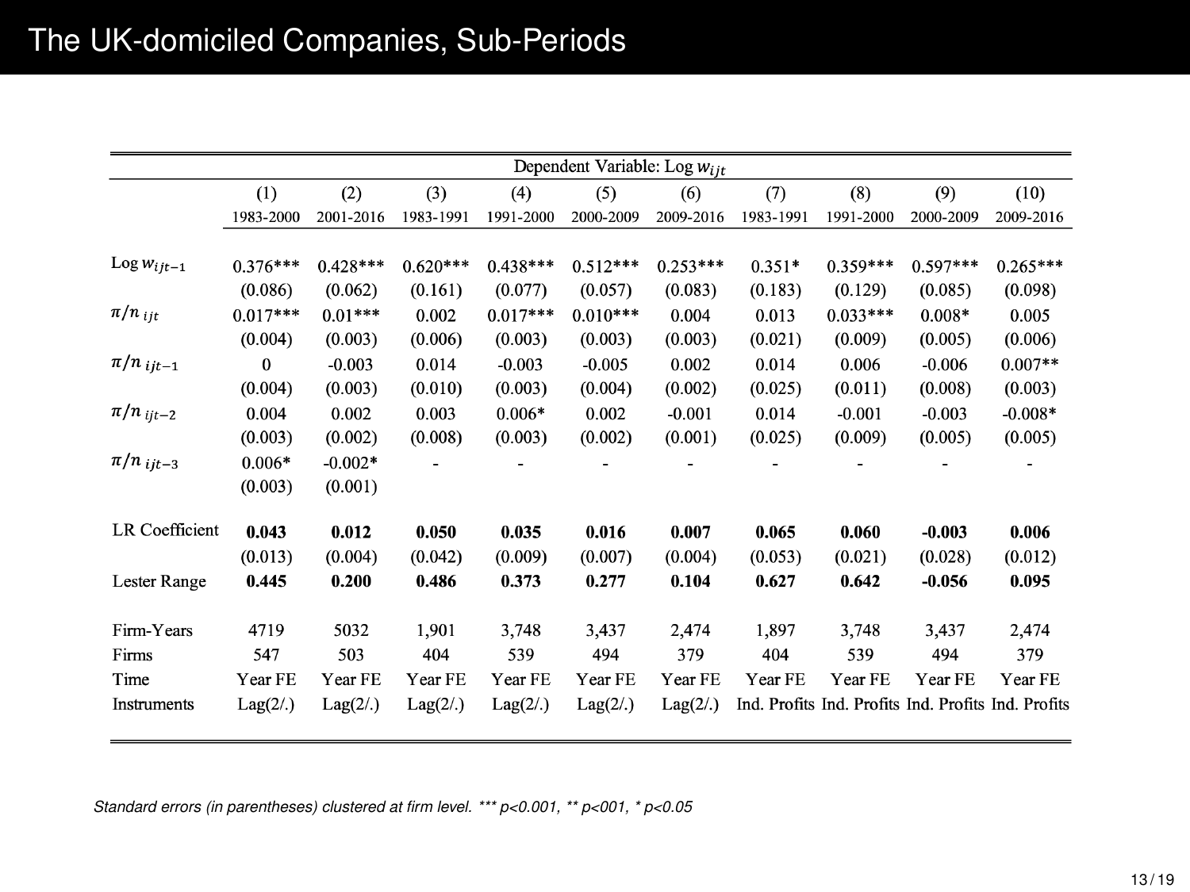# The UK-domiciled Companies, Sub-Periods

| | Dependent Variable: Log $w_{ijt}$ | | | | | | | | | |
|---|---|---|---|---|---|---|---|---|---|---|
| | (1) | (2) | (3) | (4) | (5) | (6) | (7) | (8) | (9) | (10) |
| | 1983-2000 | 2001-2016 | 1983-1991 | 1991-2000 | 2000-2009 | 2009-2016 | 1983-1991 | 1991-2000 | 2000-2009 | 2009-2016 |
| Log $w_{ijt-1}$ | 0.376*** | 0.428*** | 0.620*** | 0.438*** | 0.512*** | 0.253*** | 0.351* | 0.359*** | 0.597*** | 0.265*** |
| | (0.086) | (0.062) | (0.161) | (0.077) | (0.057) | (0.083) | (0.183) | (0.129) | (0.085) | (0.098) |
| $\pi/n_{ijt}$ | 0.017*** | 0.01*** | 0.002 | 0.017*** | 0.010*** | 0.004 | 0.013 | 0.033*** | 0.008* | 0.005 |
| | (0.004) | (0.003) | (0.006) | (0.003) | (0.003) | (0.003) | (0.021) | (0.009) | (0.005) | (0.006) |
| $\pi/n_{ijt-1}$ | 0 | -0.003 | 0.014 | -0.003 | -0.005 | 0.002 | 0.014 | 0.006 | -0.006 | 0.007** |
| | (0.004) | (0.003) | (0.010) | (0.003) | (0.004) | (0.002) | (0.025) | (0.011) | (0.008) | (0.003) |
| $\pi/n_{ijt-2}$ | 0.004 | 0.002 | 0.003 | 0.006* | 0.002 | -0.001 | 0.014 | -0.001 | -0.003 | -0.008* |
| | (0.003) | (0.002) | (0.008) | (0.003) | (0.002) | (0.001) | (0.025) | (0.009) | (0.005) | (0.005) |
| $\pi/n_{ijt-3}$ | 0.006* | -0.002* | - | - | - | - | - | - | - | - |
| | (0.003) | (0.001) | | | | | | | | |
| LR Coefficient | **0.043** | **0.012** | **0.050** | **0.035** | **0.016** | **0.007** | **0.065** | **0.060** | **-0.003** | **0.006** |
| | (0.013) | (0.004) | (0.042) | (0.009) | (0.007) | (0.004) | (0.053) | (0.021) | (0.028) | (0.012) |
| Lester Range | **0.445** | **0.200** | **0.486** | **0.373** | **0.277** | **0.104** | **0.627** | **0.642** | **-0.056** | **0.095** |
| Firm-Years | 4719 | 5032 | 1,901 | 3,748 | 3,437 | 2,474 | 1,897 | 3,748 | 3,437 | 2,474 |
| Firms | 547 | 503 | 404 | 539 | 494 | 379 | 404 | 539 | 494 | 379 |
| Time | Year FE | Year FE | Year FE | Year FE | Year FE | Year FE | Year FE | Year FE | Year FE | Year FE |
| Instruments | Lag(2/.) | Lag(2/.) | Lag(2/.) | Lag(2/.) | Lag(2/.) | Lag(2/.) | Ind. Profits | Ind. Profits | Ind. Profits | Ind. Profits |

*Standard errors (in parentheses) clustered at firm level. *** p<0.001, ** p<001, * p<0.05*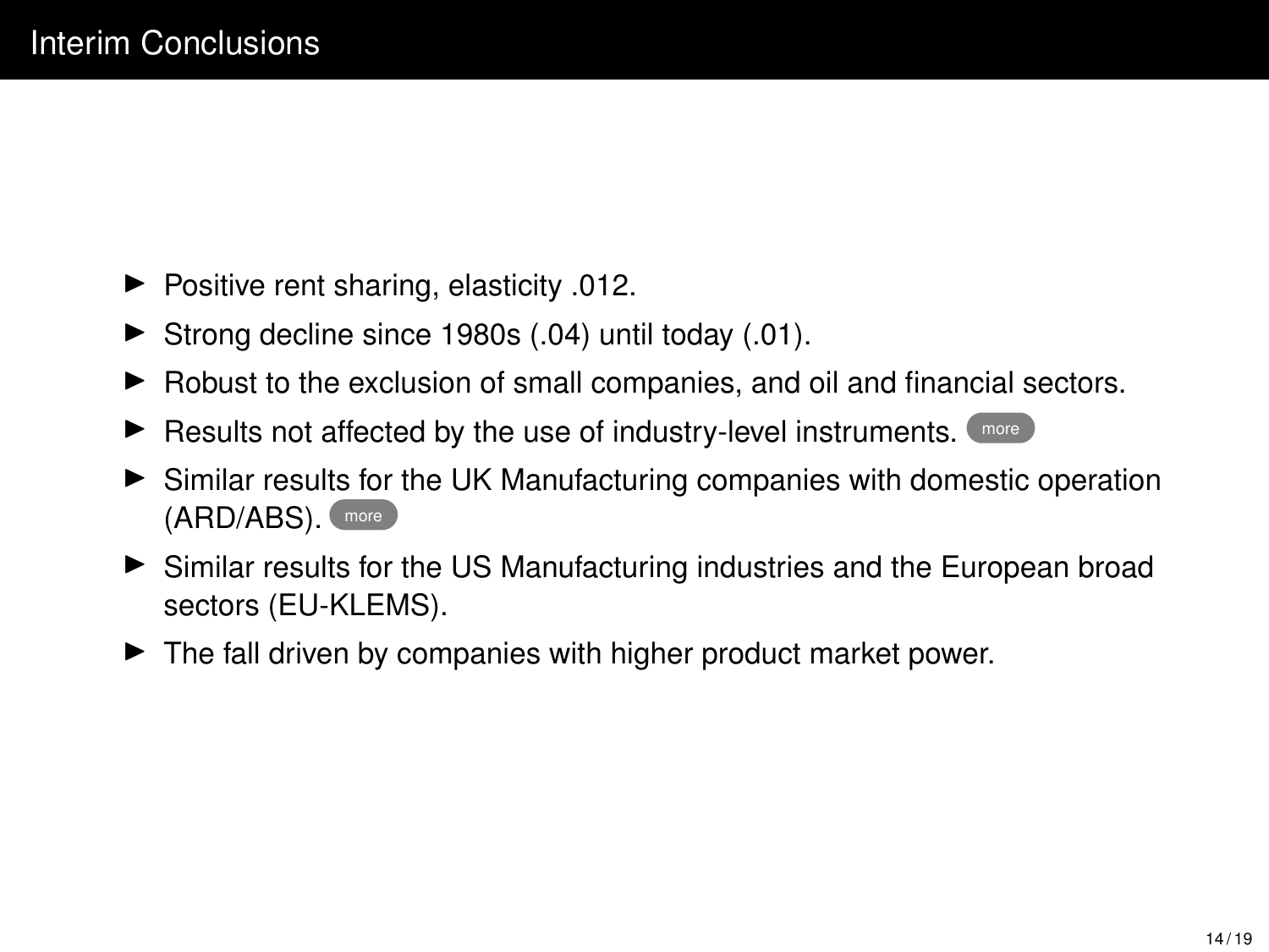# Interim Conclusions

- Positive rent sharing, elasticity .012.
- Strong decline since 1980s (.04) until today (.01).
- Robust to the exclusion of small companies, and oil and financial sectors.
- Results not affected by the use of industry-level instruments. more
- Similar results for the UK Manufacturing companies with domestic operation (ARD/ABS). more
- Similar results for the US Manufacturing industries and the European broad sectors (EU-KLEMS).
- The fall driven by companies with higher product market power.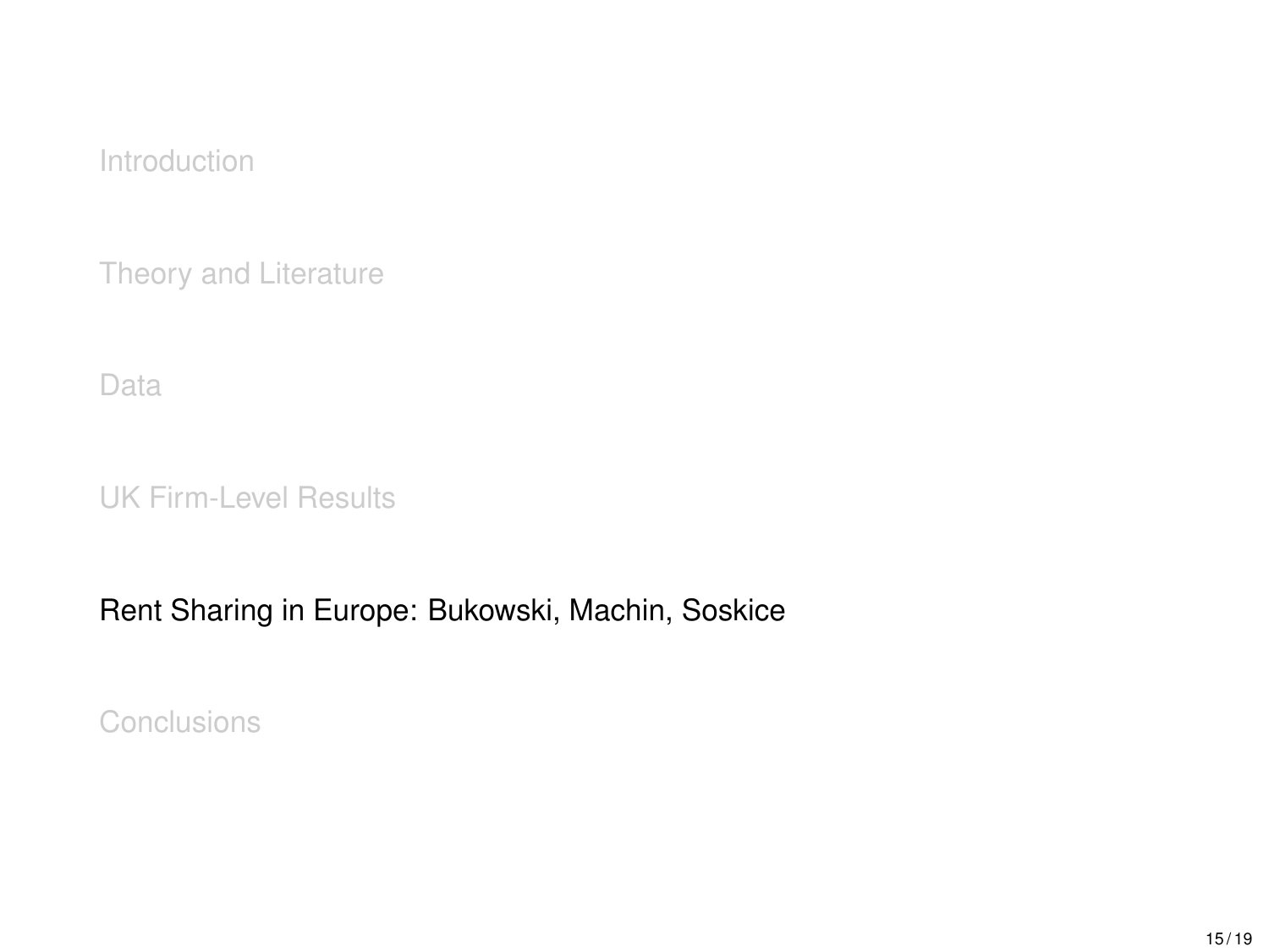Introduction

Theory and Literature

Data

UK Firm-Level Results

**Rent Sharing in Europe: Bukowski, Machin, Soskice**

Conclusions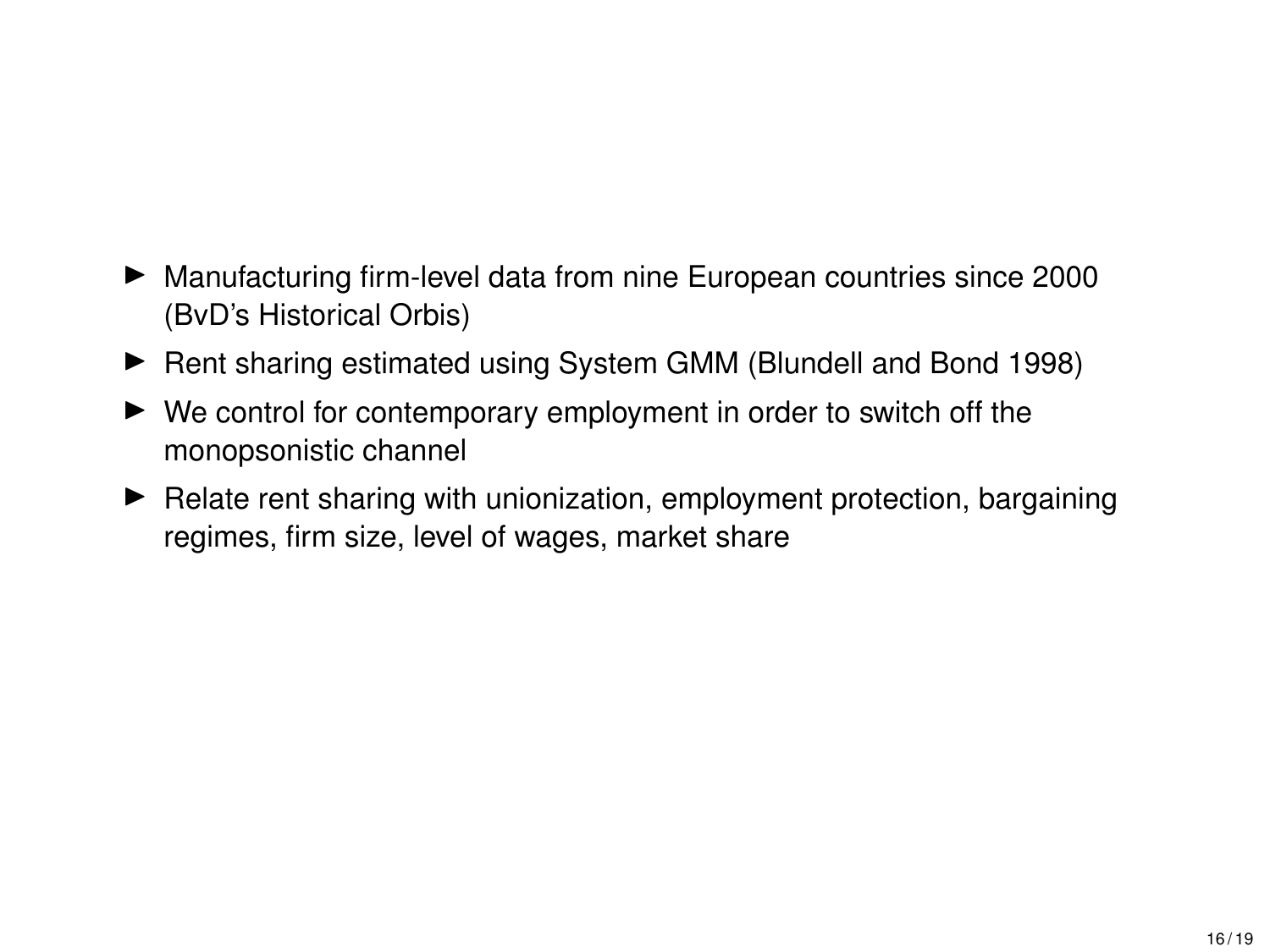- Manufacturing firm-level data from nine European countries since 2000 (BvD's Historical Orbis)
- Rent sharing estimated using System GMM (Blundell and Bond 1998)
- We control for contemporary employment in order to switch off the monopsonistic channel
- Relate rent sharing with unionization, employment protection, bargaining regimes, firm size, level of wages, market share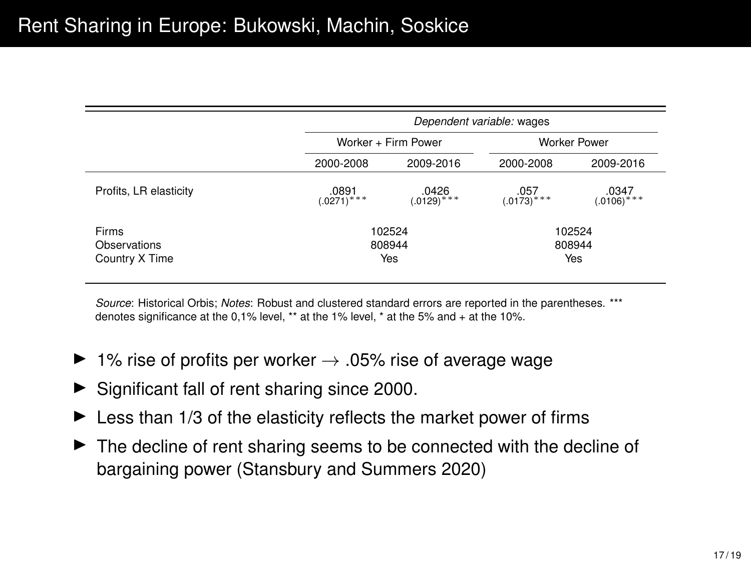# Rent Sharing in Europe: Bukowski, Machin, Soskice

| | *Dependent variable:* wages | | | |
|---|---|---|---|---|
| | Worker + Firm Power | | Worker Power | |
| | 2000-2008 | 2009-2016 | 2000-2008 | 2009-2016 |
| Profits, LR elasticity | .0891 (.0271)*** | .0426 (.0129)*** | .057 (.0173)*** | .0347 (.0106)*** |
| Firms | 102524 | | 102524 | |
| Observations | 808944 | | 808944 | |
| Country X Time | Yes | | Yes | |

*Source*: Historical Orbis; *Notes*: Robust and clustered standard errors are reported in the parentheses. *** denotes significance at the 0,1% level, ** at the 1% level, * at the 5% and + at the 10%.

- 1% rise of profits per worker $\rightarrow$ .05% rise of average wage
- Significant fall of rent sharing since 2000.
- Less than 1/3 of the elasticity reflects the market power of firms
- The decline of rent sharing seems to be connected with the decline of bargaining power (Stansbury and Summers 2020)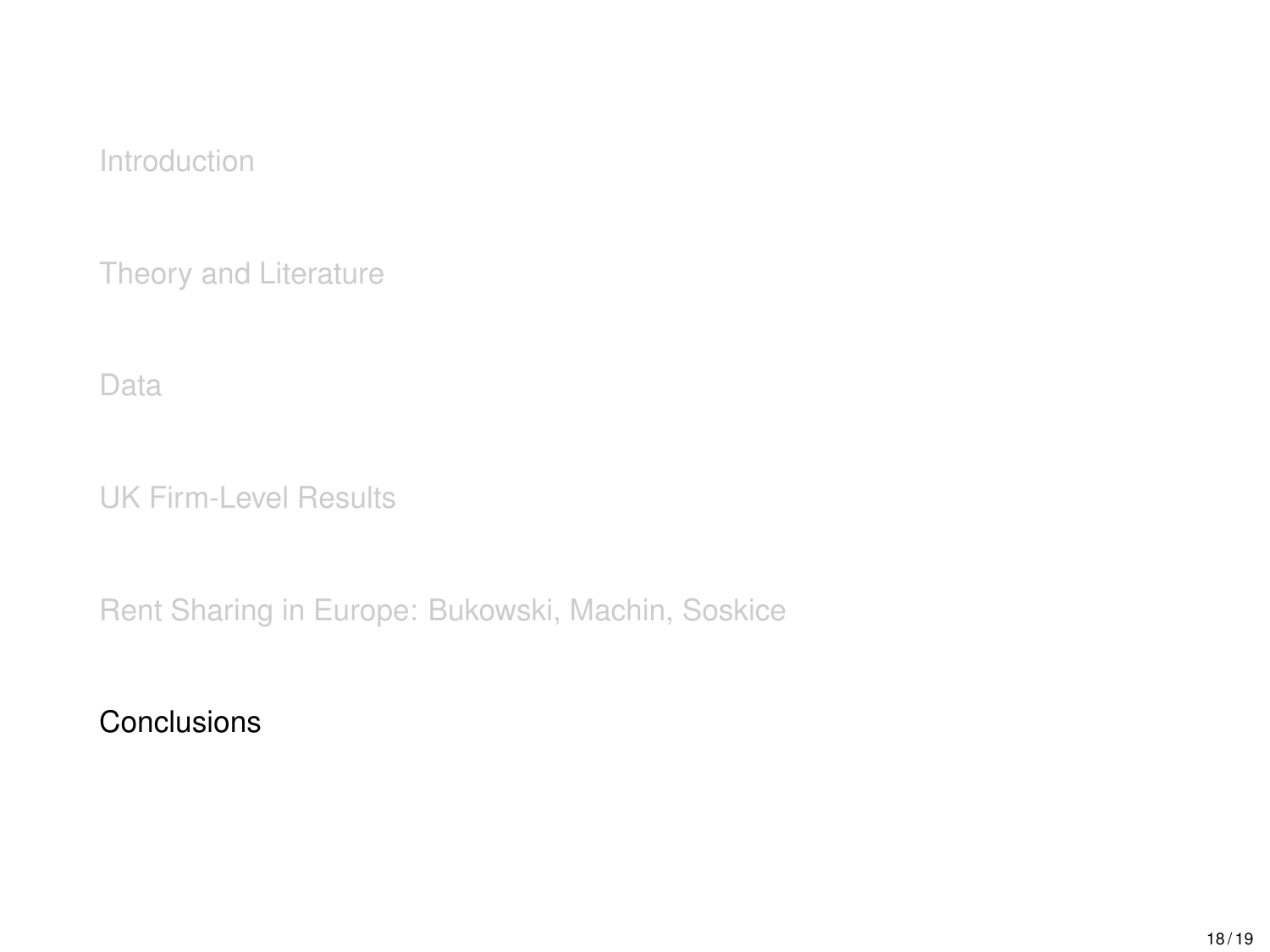Introduction

Theory and Literature

Data

UK Firm-Level Results

Rent Sharing in Europe: Bukowski, Machin, Soskice

Conclusions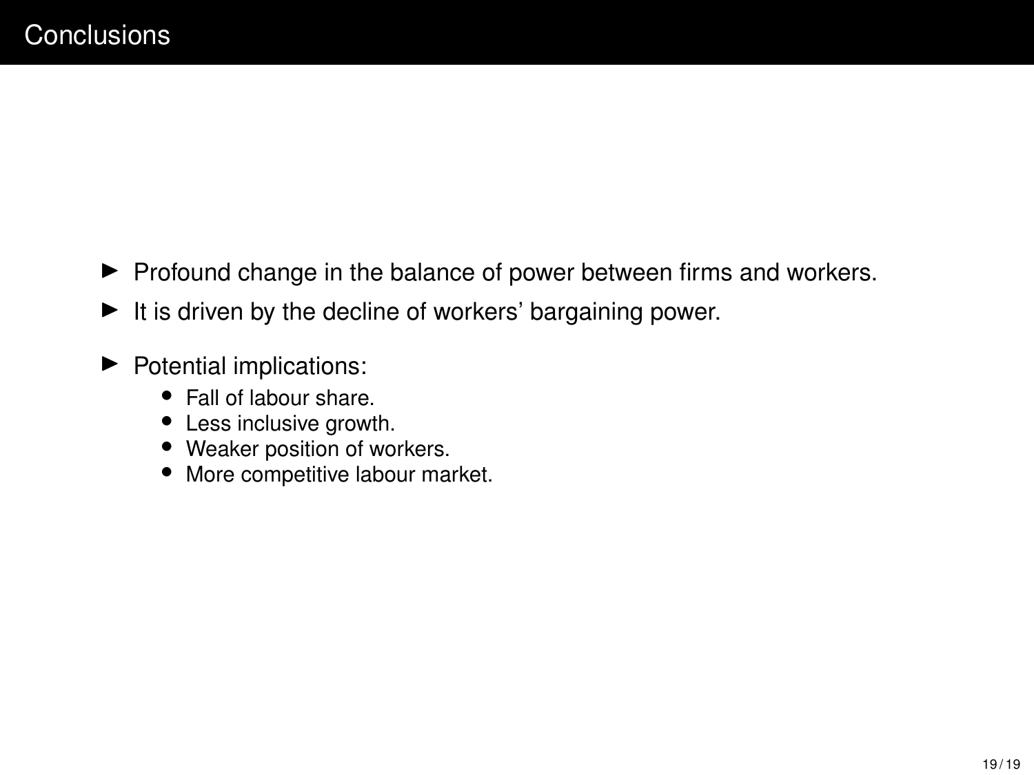# Conclusions

- Profound change in the balance of power between firms and workers.
- It is driven by the decline of workers' bargaining power.
- Potential implications:
  - Fall of labour share.
  - Less inclusive growth.
  - Weaker position of workers.
  - More competitive labour market.